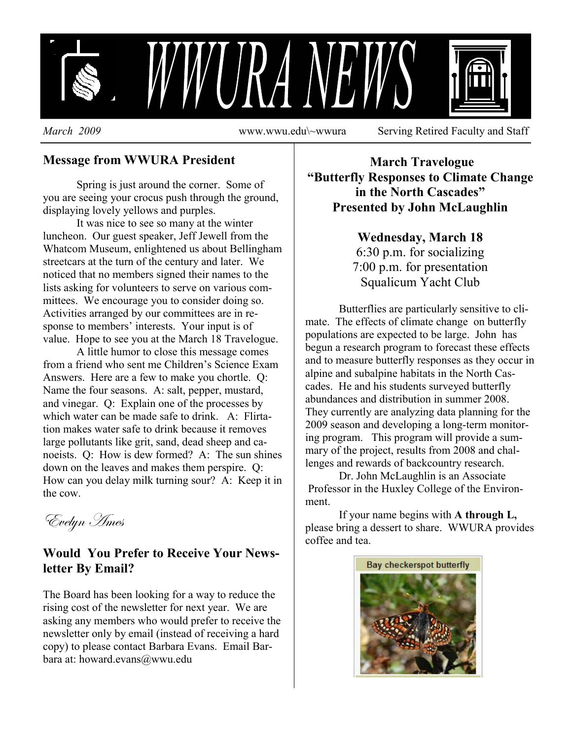# WWURA NEWS

*March 2009* www.wwu.edu\~wwura Serving Retired Faculty and Staff

## Message from WWURA President

Spring is just around the corner. Some of you are seeing your crocus push through the ground, displaying lovely yellows and purples.

It was nice to see so many at the winter luncheon. Our guest speaker, Jeff Jewell from the Whatcom Museum, enlightened us about Bellingham streetcars at the turn of the century and later. We noticed that no members signed their names to the lists asking for volunteers to serve on various committees. We encourage you to consider doing so. Activities arranged by our committees are in response to members' interests. Your input is of value. Hope to see you at the March 18 Travelogue.

A little humor to close this message comes from a friend who sent me Children's Science Exam Answers. Here are a few to make you chortle. Q: Name the four seasons. A: salt, pepper, mustard, and vinegar. Q: Explain one of the processes by which water can be made safe to drink. A: Flirtation makes water safe to drink because it removes large pollutants like grit, sand, dead sheep and canoeists. Q: How is dew formed? A: The sun shines down on the leaves and makes them perspire. Q: How can you delay milk turning sour? A: Keep it in the cow.

*Evelyn Ames*

## Would You Prefer to Receive Your Newsletter By Email?

The Board has been looking for a way to reduce the rising cost of the newsletter for next year. We are asking any members who would prefer to receive the newsletter only by email (instead of receiving a hard copy) to please contact Barbara Evans. Email Barbara at: howard.evans@wwu.edu

## March Travelogue
## "Butterfly Responses to Climate Change in the North Cascades"
## Presented by John McLaughlin

**Wednesday, March 18**
6:30 p.m. for socializing
7:00 p.m. for presentation
Squalicum Yacht Club

Butterflies are particularly sensitive to climate. The effects of climate change on butterfly populations are expected to be large. John has begun a research program to forecast these effects and to measure butterfly responses as they occur in alpine and subalpine habitats in the North Cascades. He and his students surveyed butterfly abundances and distribution in summer 2008. They currently are analyzing data planning for the 2009 season and developing a long-term monitoring program. This program will provide a summary of the project, results from 2008 and challenges and rewards of backcountry research.

Dr. John McLaughlin is an Associate Professor in the Huxley College of the Environment.

If your name begins with **A through L,** please bring a dessert to share. WWURA provides coffee and tea.

Bay checkerspot butterfly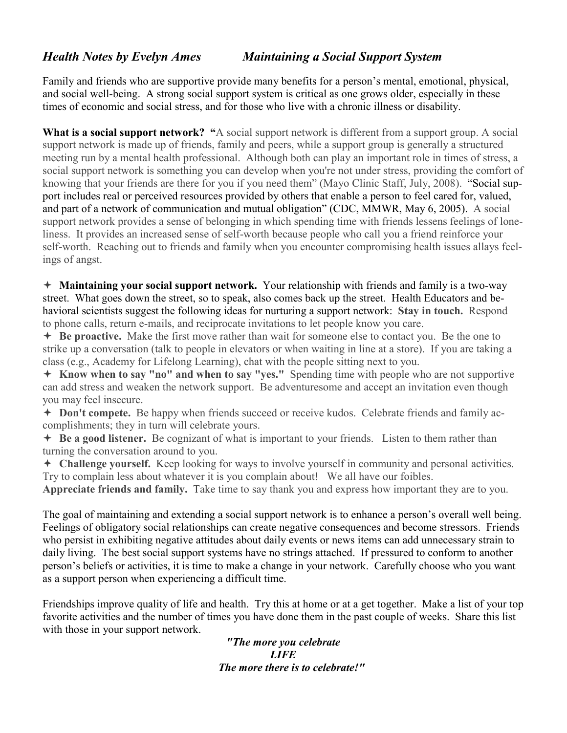## *Health Notes by Evelyn Ames — Maintaining a Social Support System*

Family and friends who are supportive provide many benefits for a person's mental, emotional, physical, and social well-being. A strong social support system is critical as one grows older, especially in these times of economic and social stress, and for those who live with a chronic illness or disability.

**What is a social support network?** "A social support network is different from a support group. A social support network is made up of friends, family and peers, while a support group is generally a structured meeting run by a mental health professional. Although both can play an important role in times of stress, a social support network is something you can develop when you're not under stress, providing the comfort of knowing that your friends are there for you if you need them" (Mayo Clinic Staff, July, 2008). "Social support includes real or perceived resources provided by others that enable a person to feel cared for, valued, and part of a network of communication and mutual obligation" (CDC, MMWR, May 6, 2005). A social support network provides a sense of belonging in which spending time with friends lessens feelings of loneliness. It provides an increased sense of self-worth because people who call you a friend reinforce your self-worth. Reaching out to friends and family when you encounter compromising health issues allays feelings of angst.

- **Maintaining your social support network.** Your relationship with friends and family is a two-way street. What goes down the street, so to speak, also comes back up the street. Health Educators and behavioral scientists suggest the following ideas for nurturing a support network: **Stay in touch.** Respond to phone calls, return e-mails, and reciprocate invitations to let people know you care.
- **Be proactive.** Make the first move rather than wait for someone else to contact you. Be the one to strike up a conversation (talk to people in elevators or when waiting in line at a store). If you are taking a class (e.g., Academy for Lifelong Learning), chat with the people sitting next to you.
- **Know when to say "no" and when to say "yes."** Spending time with people who are not supportive can add stress and weaken the network support. Be adventuresome and accept an invitation even though you may feel insecure.
- **Don't compete.** Be happy when friends succeed or receive kudos. Celebrate friends and family accomplishments; they in turn will celebrate yours.
- **Be a good listener.** Be cognizant of what is important to your friends. Listen to them rather than turning the conversation around to you.
- **Challenge yourself.** Keep looking for ways to involve yourself in community and personal activities. Try to complain less about whatever it is you complain about! We all have our foibles.

**Appreciate friends and family.** Take time to say thank you and express how important they are to you.

The goal of maintaining and extending a social support network is to enhance a person's overall well being. Feelings of obligatory social relationships can create negative consequences and become stressors. Friends who persist in exhibiting negative attitudes about daily events or news items can add unnecessary strain to daily living. The best social support systems have no strings attached. If pressured to conform to another person's beliefs or activities, it is time to make a change in your network. Carefully choose who you want as a support person when experiencing a difficult time.

Friendships improve quality of life and health. Try this at home or at a get together. Make a list of your top favorite activities and the number of times you have done them in the past couple of weeks. Share this list with those in your support network.

***"The more you celebrate***
***LIFE***
***The more there is to celebrate!"***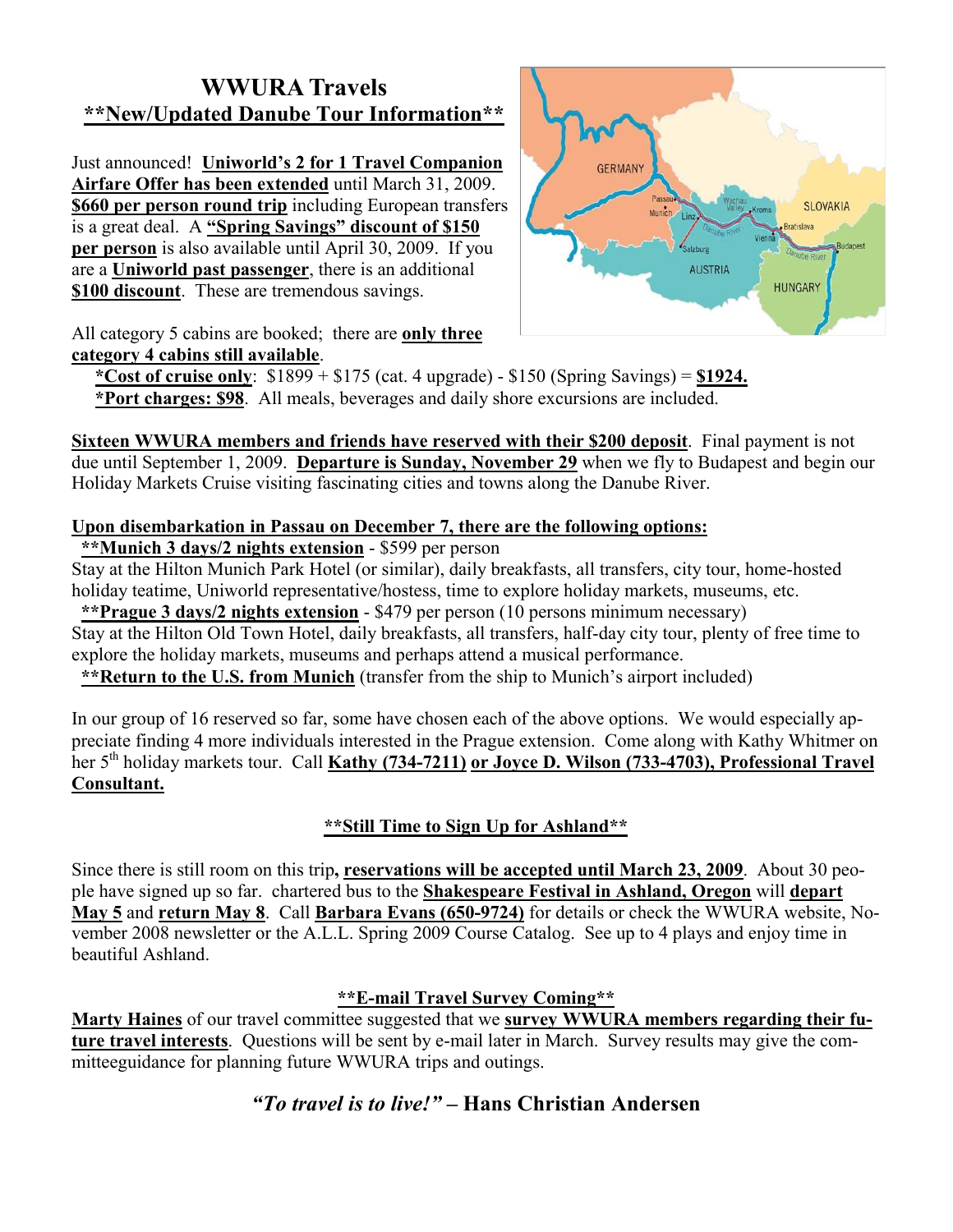## WWURA Travels

### \*\*New/Updated Danube Tour Information\*\*

Just announced! **Uniworld's 2 for 1 Travel Companion Airfare Offer has been extended** until March 31, 2009. **$660 per person round trip** including European transfers is a great deal. A **"Spring Savings" discount of $150 per person** is also available until April 30, 2009. If you are a **Uniworld past passenger**, there is an additional **$100 discount**. These are tremendous savings.

All category 5 cabins are booked; there are **only three category 4 cabins still available**.

**\*Cost of cruise only**: $1899 + $175 (cat. 4 upgrade) - $150 (Spring Savings) = **$1924.**

**\*Port charges: $98**. All meals, beverages and daily shore excursions are included.

**Sixteen WWURA members and friends have reserved with their $200 deposit**. Final payment is not due until September 1, 2009. **Departure is Sunday, November 29** when we fly to Budapest and begin our Holiday Markets Cruise visiting fascinating cities and towns along the Danube River.

**Upon disembarkation in Passau on December 7, there are the following options:**

**\*\*Munich 3 days/2 nights extension** - $599 per person
Stay at the Hilton Munich Park Hotel (or similar), daily breakfasts, all transfers, city tour, home-hosted holiday teatime, Uniworld representative/hostess, time to explore holiday markets, museums, etc.

**\*\*Prague 3 days/2 nights extension** - $479 per person (10 persons minimum necessary)
Stay at the Hilton Old Town Hotel, daily breakfasts, all transfers, half-day city tour, plenty of free time to explore the holiday markets, museums and perhaps attend a musical performance.

**\*\*Return to the U.S. from Munich** (transfer from the ship to Munich's airport included)

In our group of 16 reserved so far, some have chosen each of the above options. We would especially appreciate finding 4 more individuals interested in the Prague extension. Come along with Kathy Whitmer on her 5th holiday markets tour. Call **Kathy (734-7211) or Joyce D. Wilson (733-4703), Professional Travel Consultant.**

### \*\*Still Time to Sign Up for Ashland\*\*

Since there is still room on this trip**, reservations will be accepted until March 23, 2009**. About 30 people have signed up so far. chartered bus to the **Shakespeare Festival in Ashland, Oregon** will **depart May 5** and **return May 8**. Call **Barbara Evans (650-9724)** for details or check the WWURA website, November 2008 newsletter or the A.L.L. Spring 2009 Course Catalog. See up to 4 plays and enjoy time in beautiful Ashland.

### \*\*E-mail Travel Survey Coming\*\*

**Marty Haines** of our travel committee suggested that we **survey WWURA members regarding their future travel interests**. Questions will be sent by e-mail later in March. Survey results may give the committeeguidance for planning future WWURA trips and outings.

### *"To travel is to live!"* – Hans Christian Andersen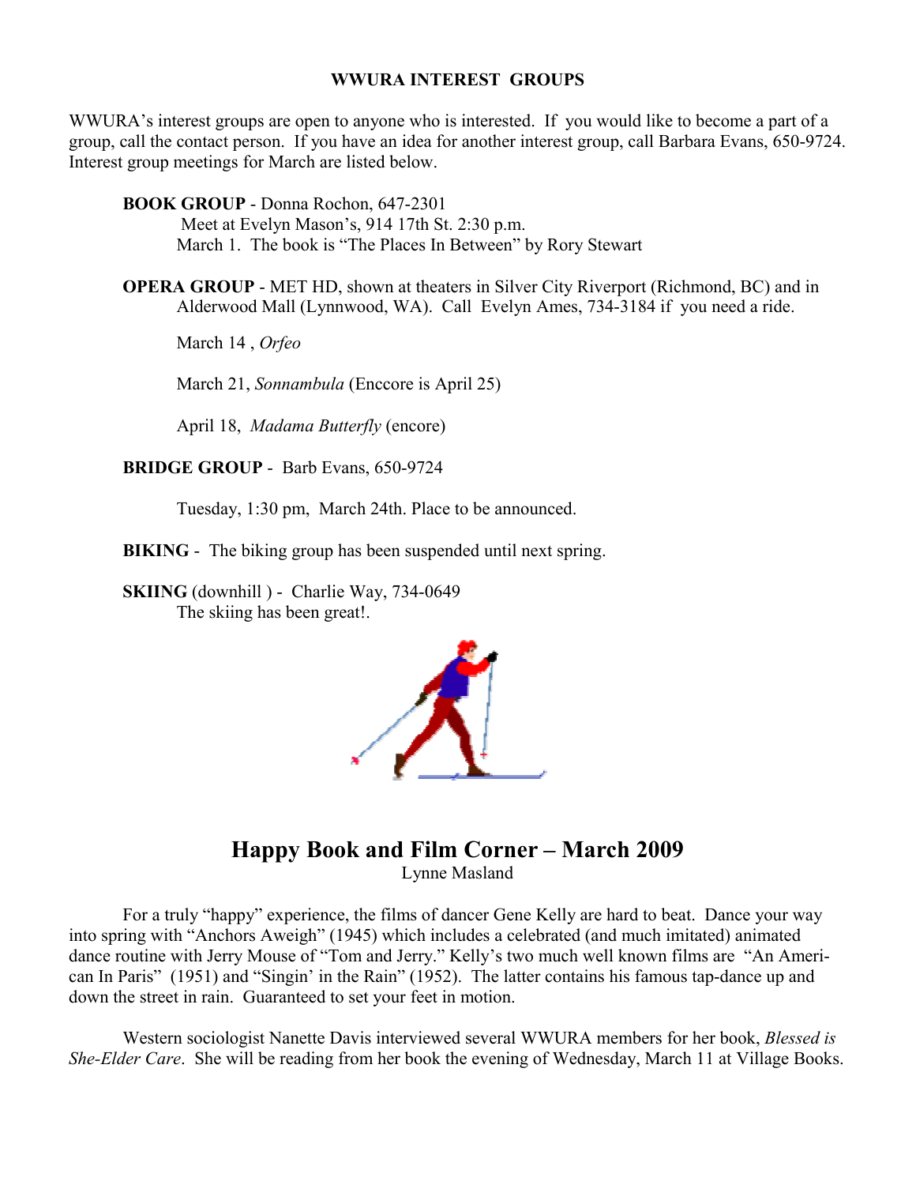**WWURA INTEREST GROUPS**

WWURA's interest groups are open to anyone who is interested. If you would like to become a part of a group, call the contact person. If you have an idea for another interest group, call Barbara Evans, 650-9724. Interest group meetings for March are listed below.

**BOOK GROUP** - Donna Rochon, 647-2301
Meet at Evelyn Mason's, 914 17th St. 2:30 p.m.
March 1. The book is "The Places In Between" by Rory Stewart

**OPERA GROUP** - MET HD, shown at theaters in Silver City Riverport (Richmond, BC) and in Alderwood Mall (Lynnwood, WA). Call Evelyn Ames, 734-3184 if you need a ride.

March 14 , *Orfeo*

March 21, *Sonnambula* (Enccore is April 25)

April 18, *Madama Butterfly* (encore)

**BRIDGE GROUP** - Barb Evans, 650-9724

Tuesday, 1:30 pm, March 24th. Place to be announced.

**BIKING** - The biking group has been suspended until next spring.

**SKIING** (downhill ) - Charlie Way, 734-0649
The skiing has been great!.

## Happy Book and Film Corner – March 2009

Lynne Masland

For a truly "happy" experience, the films of dancer Gene Kelly are hard to beat. Dance your way into spring with "Anchors Aweigh" (1945) which includes a celebrated (and much imitated) animated dance routine with Jerry Mouse of "Tom and Jerry." Kelly's two much well known films are "An American In Paris" (1951) and "Singin' in the Rain" (1952). The latter contains his famous tap-dance up and down the street in rain. Guaranteed to set your feet in motion.

Western sociologist Nanette Davis interviewed several WWURA members for her book, *Blessed is She-Elder Care*. She will be reading from her book the evening of Wednesday, March 11 at Village Books.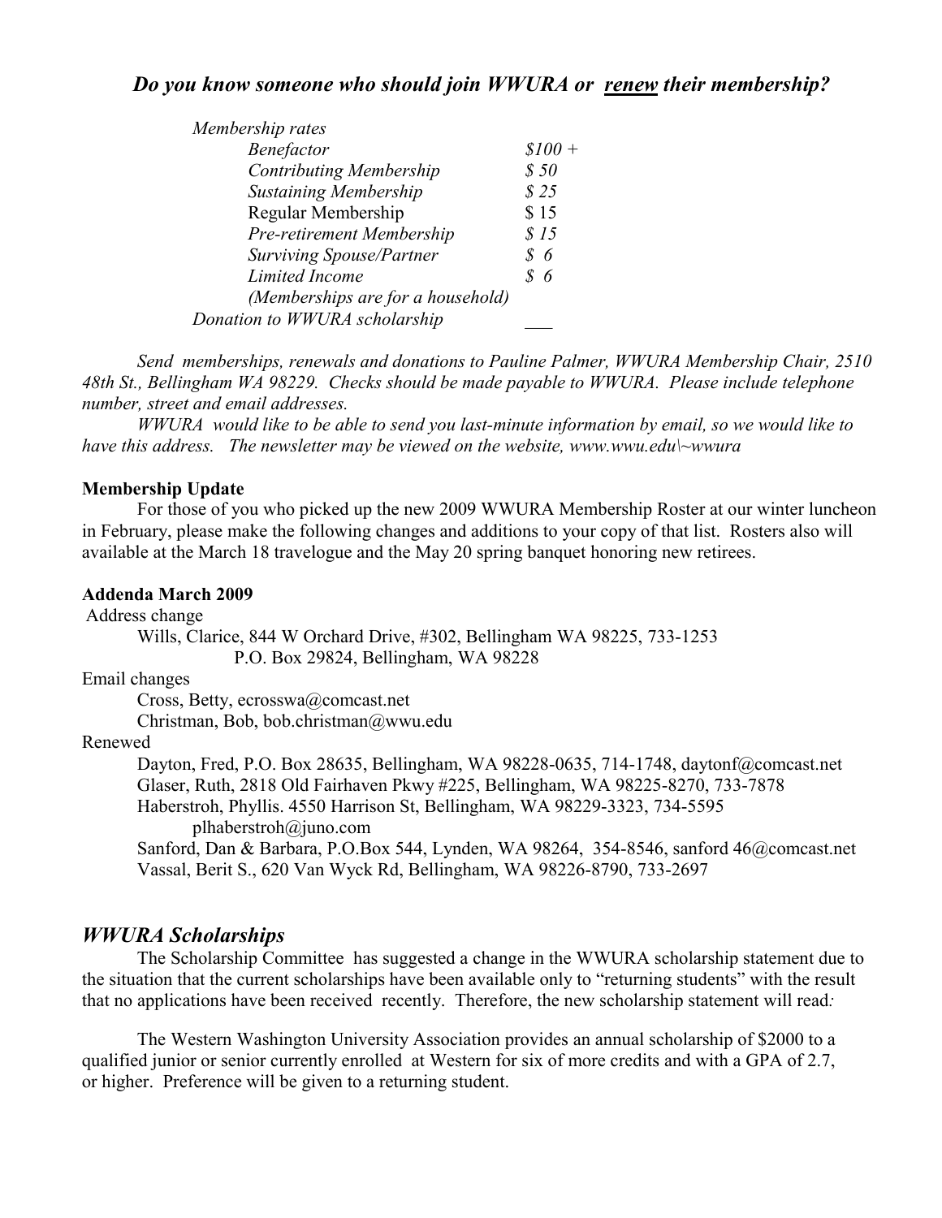## *Do you know someone who should join WWURA or <u>renew</u> their membership?*

*Membership rates*

| | |
|---|---|
| *Benefactor* | *$100 +* |
| *Contributing Membership* | *$ 50* |
| *Sustaining Membership* | *$ 25* |
| Regular Membership | $ 15 |
| *Pre-retirement Membership* | *$ 15* |
| *Surviving Spouse/Partner* | *$ 6* |
| *Limited Income* | *$ 6* |
| *(Memberships are for a household)* | |
| *Donation to WWURA scholarship* | ___ |

*Send memberships, renewals and donations to Pauline Palmer, WWURA Membership Chair, 2510 48th St., Bellingham WA 98229. Checks should be made payable to WWURA. Please include telephone number, street and email addresses.*

*WWURA would like to be able to send you last-minute information by email, so we would like to have this address. The newsletter may be viewed on the website, www.wwu.edu\~wwura*

**Membership Update**

For those of you who picked up the new 2009 WWURA Membership Roster at our winter luncheon in February, please make the following changes and additions to your copy of that list. Rosters also will available at the March 18 travelogue and the May 20 spring banquet honoring new retirees.

**Addenda March 2009**

Address change

Wills, Clarice, 844 W Orchard Drive, #302, Bellingham WA 98225, 733-1253
P.O. Box 29824, Bellingham, WA 98228

Email changes

Cross, Betty, ecrosswa@comcast.net
Christman, Bob, bob.christman@wwu.edu

Renewed

Dayton, Fred, P.O. Box 28635, Bellingham, WA 98228-0635, 714-1748, daytonf@comcast.net
Glaser, Ruth, 2818 Old Fairhaven Pkwy #225, Bellingham, WA 98225-8270, 733-7878
Haberstroh, Phyllis. 4550 Harrison St, Bellingham, WA 98229-3323, 734-5595
plhaberstroh@juno.com
Sanford, Dan & Barbara, P.O.Box 544, Lynden, WA 98264, 354-8546, sanford 46@comcast.net
Vassal, Berit S., 620 Van Wyck Rd, Bellingham, WA 98226-8790, 733-2697

## *WWURA Scholarships*

The Scholarship Committee has suggested a change in the WWURA scholarship statement due to the situation that the current scholarships have been available only to "returning students" with the result that no applications have been received recently. Therefore, the new scholarship statement will read*:*

The Western Washington University Association provides an annual scholarship of $2000 to a qualified junior or senior currently enrolled at Western for six of more credits and with a GPA of 2.7, or higher. Preference will be given to a returning student.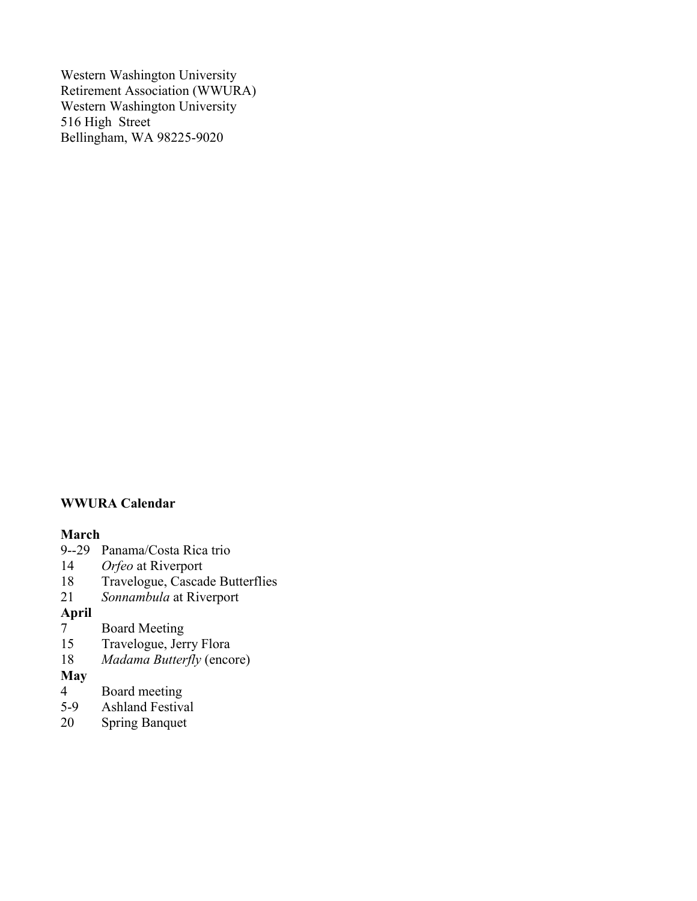Western Washington University
Retirement Association (WWURA)
Western Washington University
516 High Street
Bellingham, WA 98225-9020

**WWURA Calendar**

**March**

9--29 Panama/Costa Rica trio
14 *Orfeo* at Riverport
18 Travelogue, Cascade Butterflies
21 *Sonnambula* at Riverport

**April**

7 Board Meeting
15 Travelogue, Jerry Flora
18 *Madama Butterfly* (encore)

**May**

4 Board meeting
5-9 Ashland Festival
20 Spring Banquet